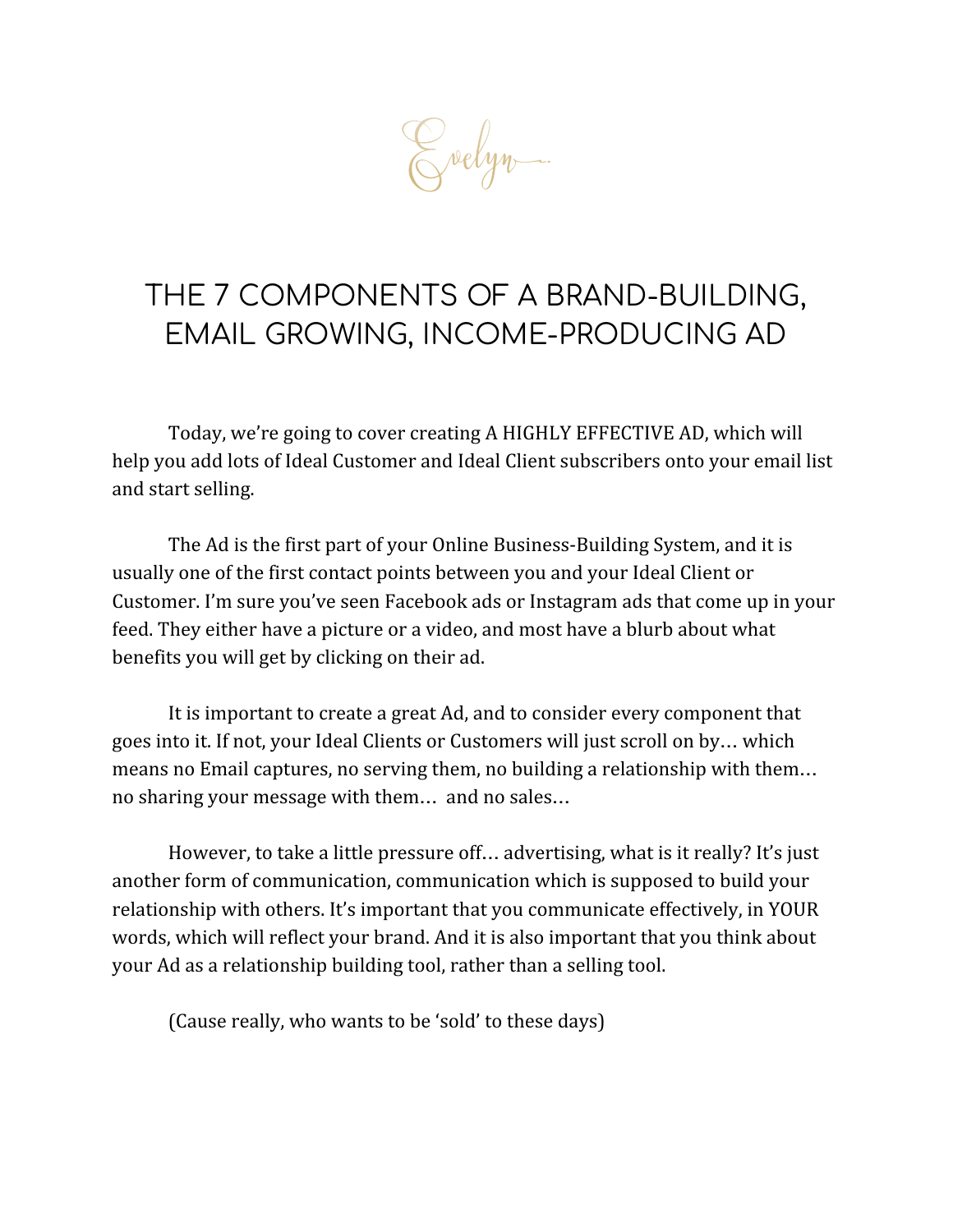Evelyn

# THE 7 COMPONENTS OF A BRAND-BUILDING, EMAIL GROWING, INCOME-PRODUCING AD

Today, we're going to cover creating A HIGHLY EFFECTIVE AD, which will help you add lots of Ideal Customer and Ideal Client subscribers onto your email list and start selling.

The Ad is the first part of your Online Business-Building System, and it is usually one of the first contact points between you and your Ideal Client or Customer. I'm sure you've seen Facebook ads or Instagram ads that come up in your feed. They either have a picture or a video, and most have a blurb about what benefits you will get by clicking on their ad.

It is important to create a great Ad, and to consider every component that goes into it. If not, your Ideal Clients or Customers will just scroll on by… which means no Email captures, no serving them, no building a relationship with them… no sharing your message with them… and no sales…

However, to take a little pressure off… advertising, what is it really? It's just another form of communication, communication which is supposed to build your relationship with others. It's important that you communicate effectively, in YOUR words, which will reflect your brand. And it is also important that you think about your Ad as a relationship building tool, rather than a selling tool.

(Cause really, who wants to be 'sold' to these days)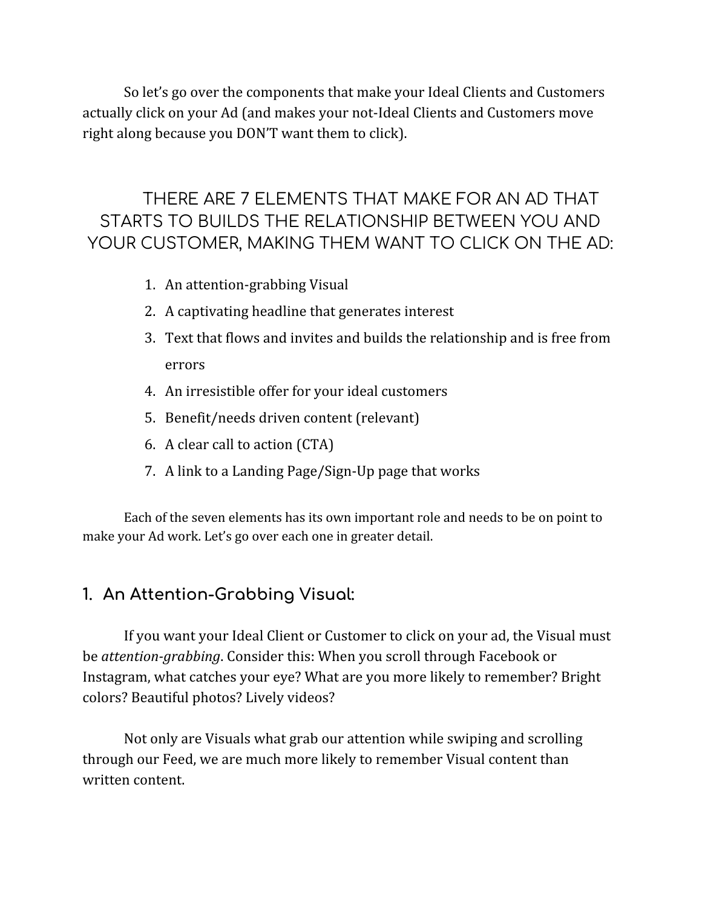So let's go over the components that make your Ideal Clients and Customers actually click on your Ad (and makes your not-Ideal Clients and Customers move right along because you DON'T want them to click).

## THERE ARE 7 ELEMENTS THAT MAKE FOR AN AD THAT STARTS TO BUILDS THE RELATIONSHIP BETWEEN YOU AND YOUR CUSTOMER, MAKING THEM WANT TO CLICK ON THE AD:

1. An attention-grabbing Visual
2. A captivating headline that generates interest
3. Text that flows and invites and builds the relationship and is free from errors
4. An irresistible offer for your ideal customers
5. Benefit/needs driven content (relevant)
6. A clear call to action (CTA)
7. A link to a Landing Page/Sign-Up page that works

Each of the seven elements has its own important role and needs to be on point to make your Ad work. Let's go over each one in greater detail.

### 1. An Attention-Grabbing Visual:

If you want your Ideal Client or Customer to click on your ad, the Visual must be *attention-grabbing*. Consider this: When you scroll through Facebook or Instagram, what catches your eye? What are you more likely to remember? Bright colors? Beautiful photos? Lively videos?

Not only are Visuals what grab our attention while swiping and scrolling through our Feed, we are much more likely to remember Visual content than written content.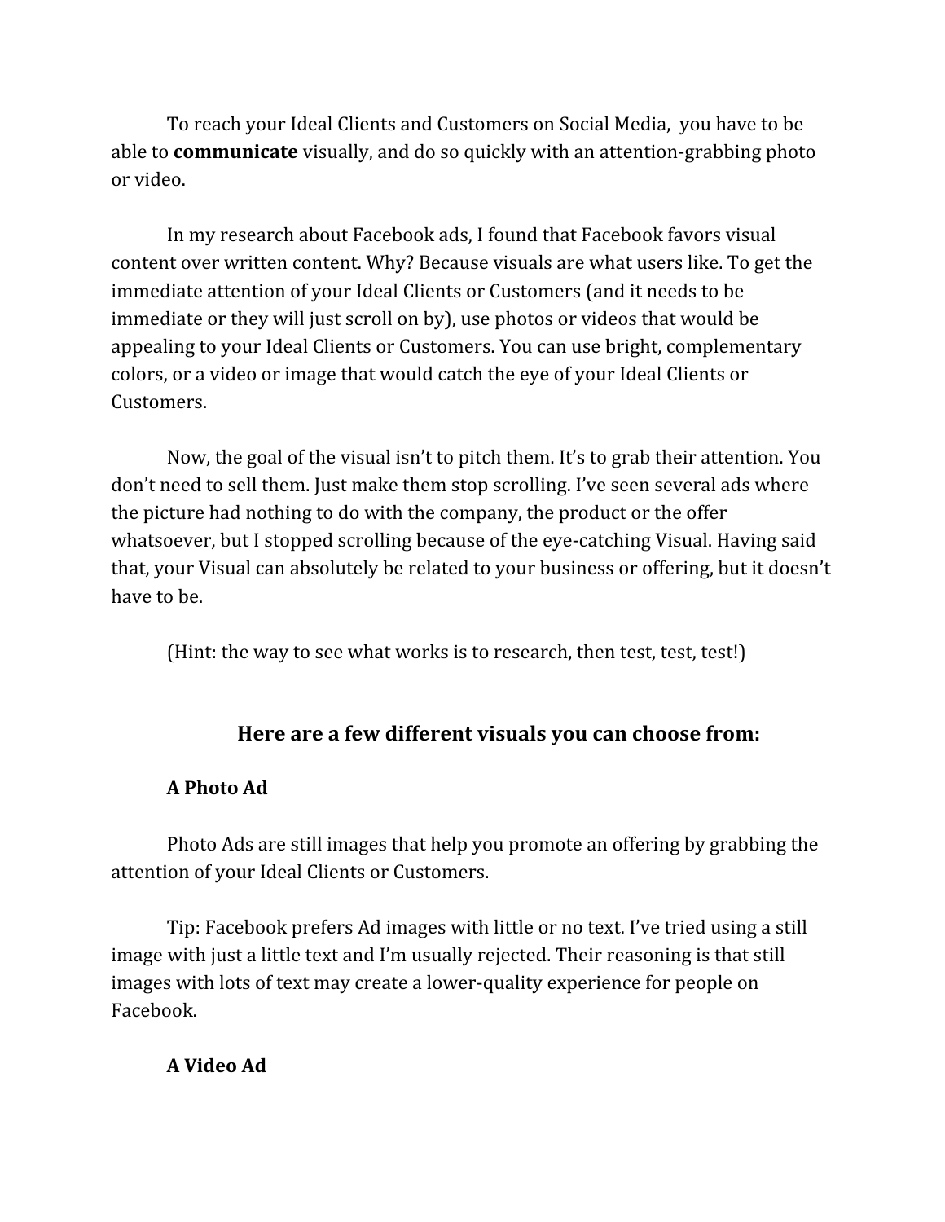To reach your Ideal Clients and Customers on Social Media, you have to be able to **communicate** visually, and do so quickly with an attention-grabbing photo or video.

In my research about Facebook ads, I found that Facebook favors visual content over written content. Why? Because visuals are what users like. To get the immediate attention of your Ideal Clients or Customers (and it needs to be immediate or they will just scroll on by), use photos or videos that would be appealing to your Ideal Clients or Customers. You can use bright, complementary colors, or a video or image that would catch the eye of your Ideal Clients or Customers.

Now, the goal of the visual isn't to pitch them. It's to grab their attention. You don't need to sell them. Just make them stop scrolling. I've seen several ads where the picture had nothing to do with the company, the product or the offer whatsoever, but I stopped scrolling because of the eye-catching Visual. Having said that, your Visual can absolutely be related to your business or offering, but it doesn't have to be.

(Hint: the way to see what works is to research, then test, test, test!)

## Here are a few different visuals you can choose from:

### A Photo Ad

Photo Ads are still images that help you promote an offering by grabbing the attention of your Ideal Clients or Customers.

Tip: Facebook prefers Ad images with little or no text. I've tried using a still image with just a little text and I'm usually rejected. Their reasoning is that still images with lots of text may create a lower-quality experience for people on Facebook.

### A Video Ad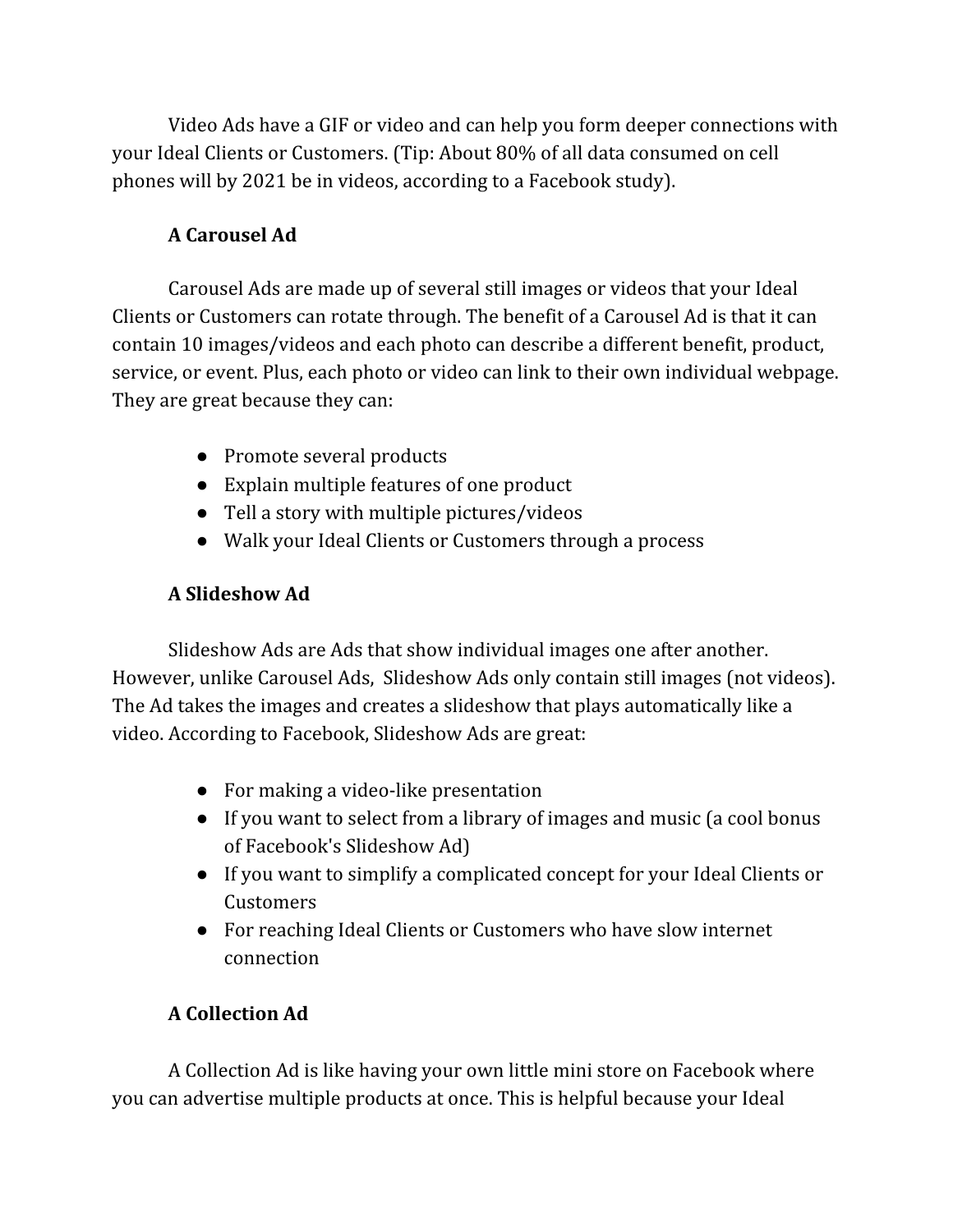Video Ads have a GIF or video and can help you form deeper connections with your Ideal Clients or Customers. (Tip: About 80% of all data consumed on cell phones will by 2021 be in videos, according to a Facebook study).

**A Carousel Ad**

Carousel Ads are made up of several still images or videos that your Ideal Clients or Customers can rotate through. The benefit of a Carousel Ad is that it can contain 10 images/videos and each photo can describe a different benefit, product, service, or event. Plus, each photo or video can link to their own individual webpage. They are great because they can:

- Promote several products
- Explain multiple features of one product
- Tell a story with multiple pictures/videos
- Walk your Ideal Clients or Customers through a process

**A Slideshow Ad**

Slideshow Ads are Ads that show individual images one after another. However, unlike Carousel Ads, Slideshow Ads only contain still images (not videos). The Ad takes the images and creates a slideshow that plays automatically like a video. According to Facebook, Slideshow Ads are great:

- For making a video-like presentation
- If you want to select from a library of images and music (a cool bonus of Facebook's Slideshow Ad)
- If you want to simplify a complicated concept for your Ideal Clients or Customers
- For reaching Ideal Clients or Customers who have slow internet connection

**A Collection Ad**

A Collection Ad is like having your own little mini store on Facebook where you can advertise multiple products at once. This is helpful because your Ideal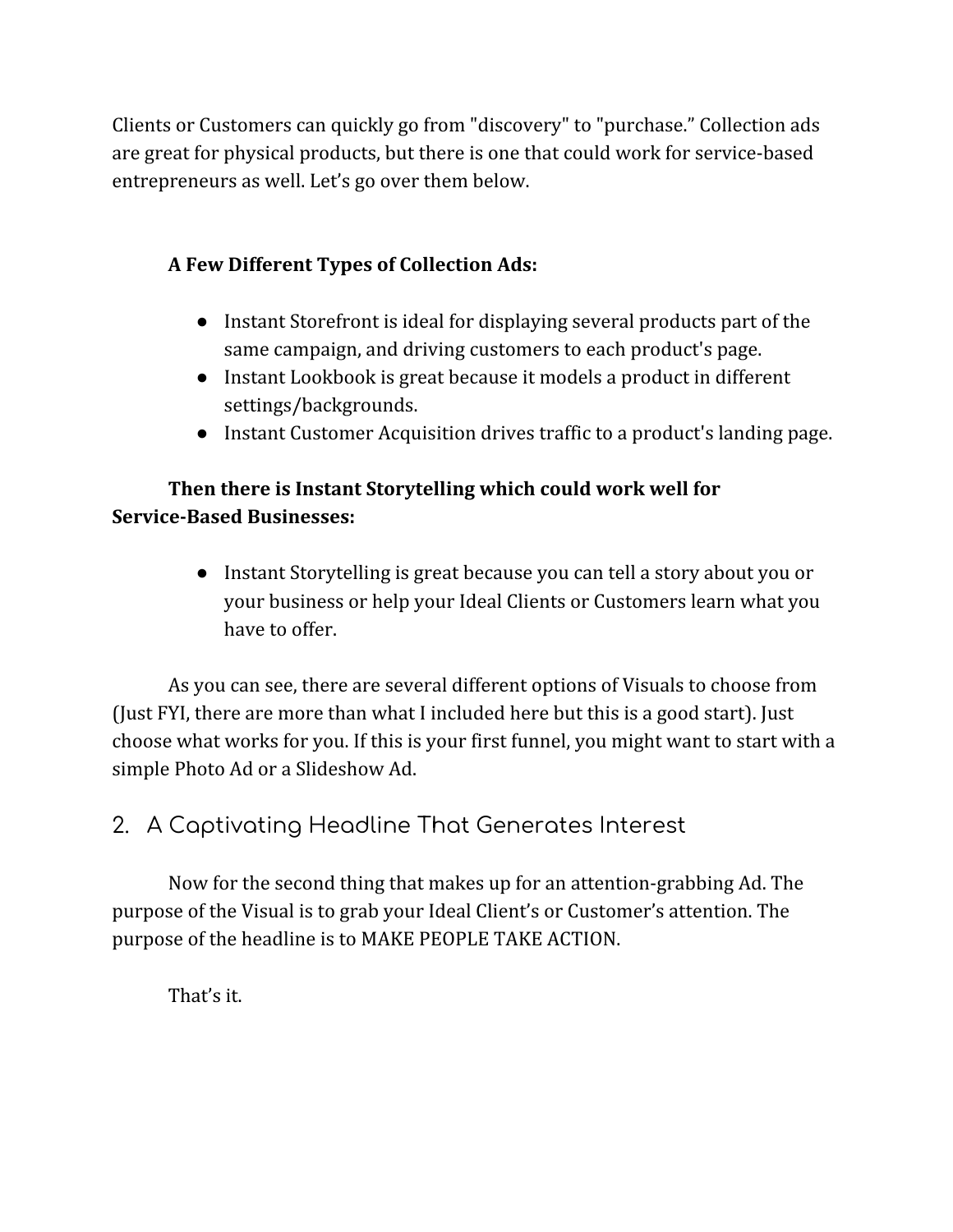Clients or Customers can quickly go from "discovery" to "purchase." Collection ads are great for physical products, but there is one that could work for service-based entrepreneurs as well. Let's go over them below.

**A Few Different Types of Collection Ads:**

- Instant Storefront is ideal for displaying several products part of the same campaign, and driving customers to each product's page.
- Instant Lookbook is great because it models a product in different settings/backgrounds.
- Instant Customer Acquisition drives traffic to a product's landing page.

**Then there is Instant Storytelling which could work well for Service-Based Businesses:**

- Instant Storytelling is great because you can tell a story about you or your business or help your Ideal Clients or Customers learn what you have to offer.

As you can see, there are several different options of Visuals to choose from (Just FYI, there are more than what I included here but this is a good start). Just choose what works for you. If this is your first funnel, you might want to start with a simple Photo Ad or a Slideshow Ad.

## 2. A Captivating Headline That Generates Interest

Now for the second thing that makes up for an attention-grabbing Ad. The purpose of the Visual is to grab your Ideal Client's or Customer's attention. The purpose of the headline is to MAKE PEOPLE TAKE ACTION.

That's it.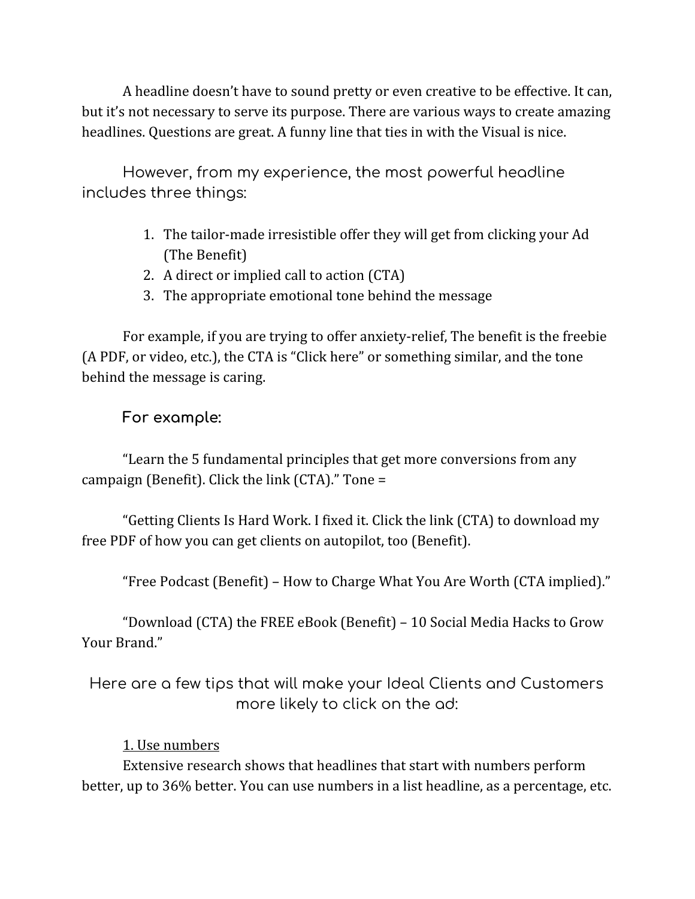A headline doesn't have to sound pretty or even creative to be effective. It can, but it's not necessary to serve its purpose. There are various ways to create amazing headlines. Questions are great. A funny line that ties in with the Visual is nice.

However, from my experience, the most powerful headline includes three things:

1. The tailor-made irresistible offer they will get from clicking your Ad (The Benefit)
2. A direct or implied call to action (CTA)
3. The appropriate emotional tone behind the message

For example, if you are trying to offer anxiety-relief, The benefit is the freebie (A PDF, or video, etc.), the CTA is "Click here" or something similar, and the tone behind the message is caring.

For example:

"Learn the 5 fundamental principles that get more conversions from any campaign (Benefit). Click the link (CTA)." Tone =

"Getting Clients Is Hard Work. I fixed it. Click the link (CTA) to download my free PDF of how you can get clients on autopilot, too (Benefit).

"Free Podcast (Benefit) – How to Charge What You Are Worth (CTA implied)."

"Download (CTA) the FREE eBook (Benefit) – 10 Social Media Hacks to Grow Your Brand."

Here are a few tips that will make your Ideal Clients and Customers more likely to click on the ad:

1. Use numbers

Extensive research shows that headlines that start with numbers perform better, up to 36% better. You can use numbers in a list headline, as a percentage, etc.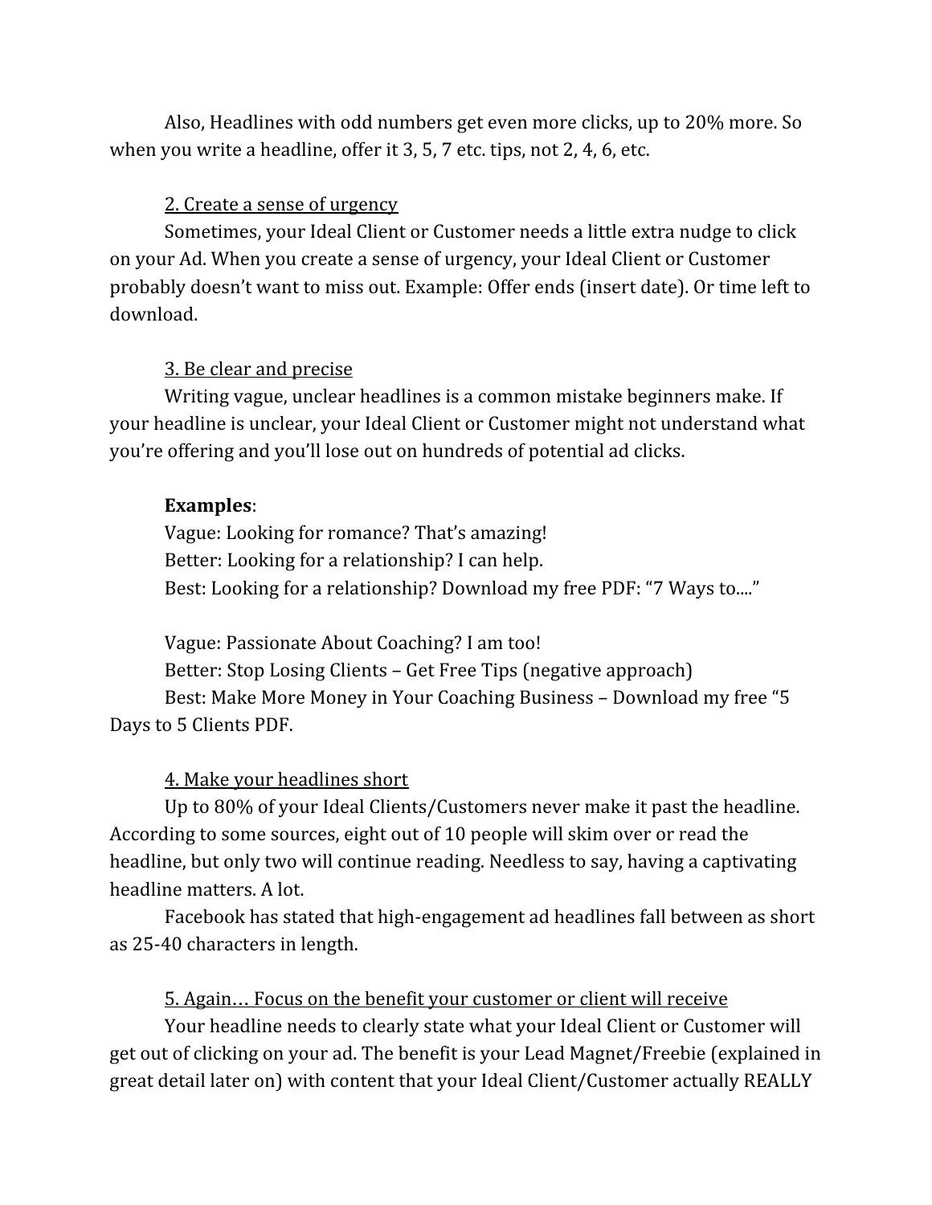Also, Headlines with odd numbers get even more clicks, up to 20% more. So when you write a headline, offer it 3, 5, 7 etc. tips, not 2, 4, 6, etc.

<u>2. Create a sense of urgency</u>

Sometimes, your Ideal Client or Customer needs a little extra nudge to click on your Ad. When you create a sense of urgency, your Ideal Client or Customer probably doesn't want to miss out. Example: Offer ends (insert date). Or time left to download.

<u>3. Be clear and precise</u>

Writing vague, unclear headlines is a common mistake beginners make. If your headline is unclear, your Ideal Client or Customer might not understand what you're offering and you'll lose out on hundreds of potential ad clicks.

**Examples**:

Vague: Looking for romance? That's amazing!
Better: Looking for a relationship? I can help.
Best: Looking for a relationship? Download my free PDF: "7 Ways to...."

Vague: Passionate About Coaching? I am too!
Better: Stop Losing Clients – Get Free Tips (negative approach)
Best: Make More Money in Your Coaching Business – Download my free "5 Days to 5 Clients PDF.

<u>4. Make your headlines short</u>

Up to 80% of your Ideal Clients/Customers never make it past the headline. According to some sources, eight out of 10 people will skim over or read the headline, but only two will continue reading. Needless to say, having a captivating headline matters. A lot.

Facebook has stated that high-engagement ad headlines fall between as short as 25-40 characters in length.

<u>5. Again… Focus on the benefit your customer or client will receive</u>

Your headline needs to clearly state what your Ideal Client or Customer will get out of clicking on your ad. The benefit is your Lead Magnet/Freebie (explained in great detail later on) with content that your Ideal Client/Customer actually REALLY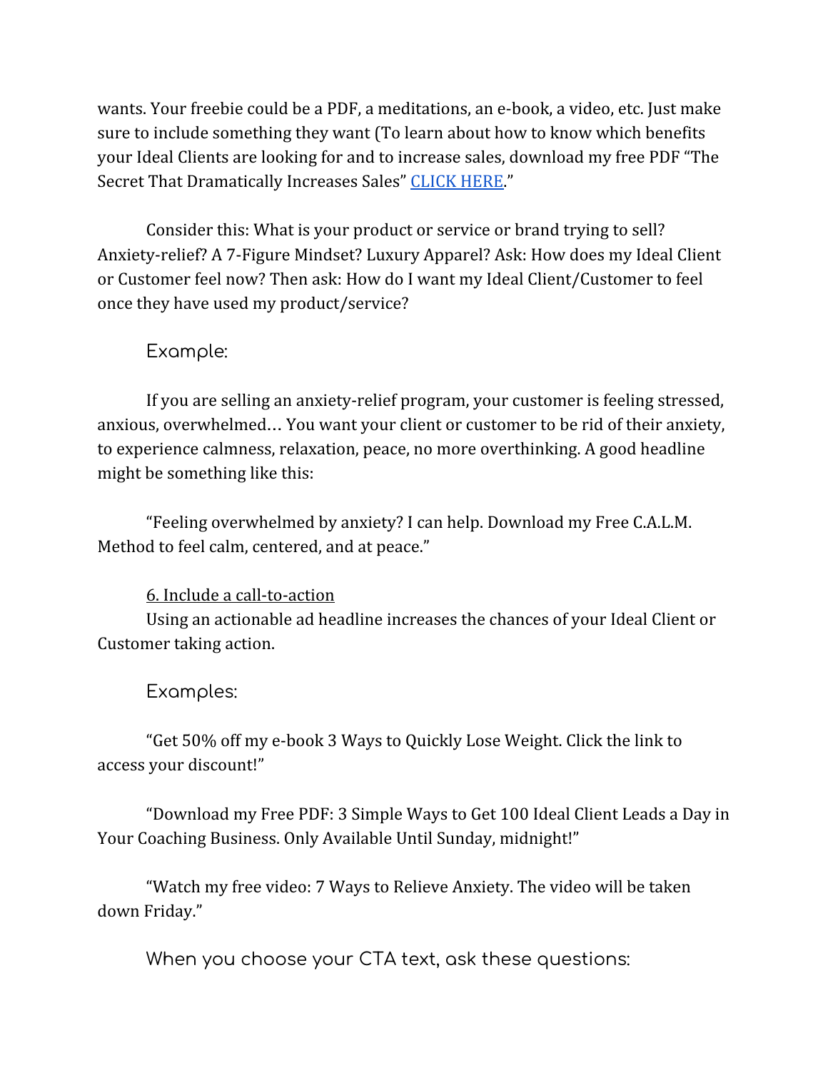wants. Your freebie could be a PDF, a meditations, an e-book, a video, etc. Just make sure to include something they want (To learn about how to know which benefits your Ideal Clients are looking for and to increase sales, download my free PDF "The Secret That Dramatically Increases Sales" CLICK HERE."

Consider this: What is your product or service or brand trying to sell? Anxiety-relief? A 7-Figure Mindset? Luxury Apparel? Ask: How does my Ideal Client or Customer feel now? Then ask: How do I want my Ideal Client/Customer to feel once they have used my product/service?

### Example:

If you are selling an anxiety-relief program, your customer is feeling stressed, anxious, overwhelmed… You want your client or customer to be rid of their anxiety, to experience calmness, relaxation, peace, no more overthinking. A good headline might be something like this:

"Feeling overwhelmed by anxiety? I can help. Download my Free C.A.L.M. Method to feel calm, centered, and at peace."

<u>6. Include a call-to-action</u>

Using an actionable ad headline increases the chances of your Ideal Client or Customer taking action.

### Examples:

"Get 50% off my e-book 3 Ways to Quickly Lose Weight. Click the link to access your discount!"

"Download my Free PDF: 3 Simple Ways to Get 100 Ideal Client Leads a Day in Your Coaching Business. Only Available Until Sunday, midnight!"

"Watch my free video: 7 Ways to Relieve Anxiety. The video will be taken down Friday."

### When you choose your CTA text, ask these questions: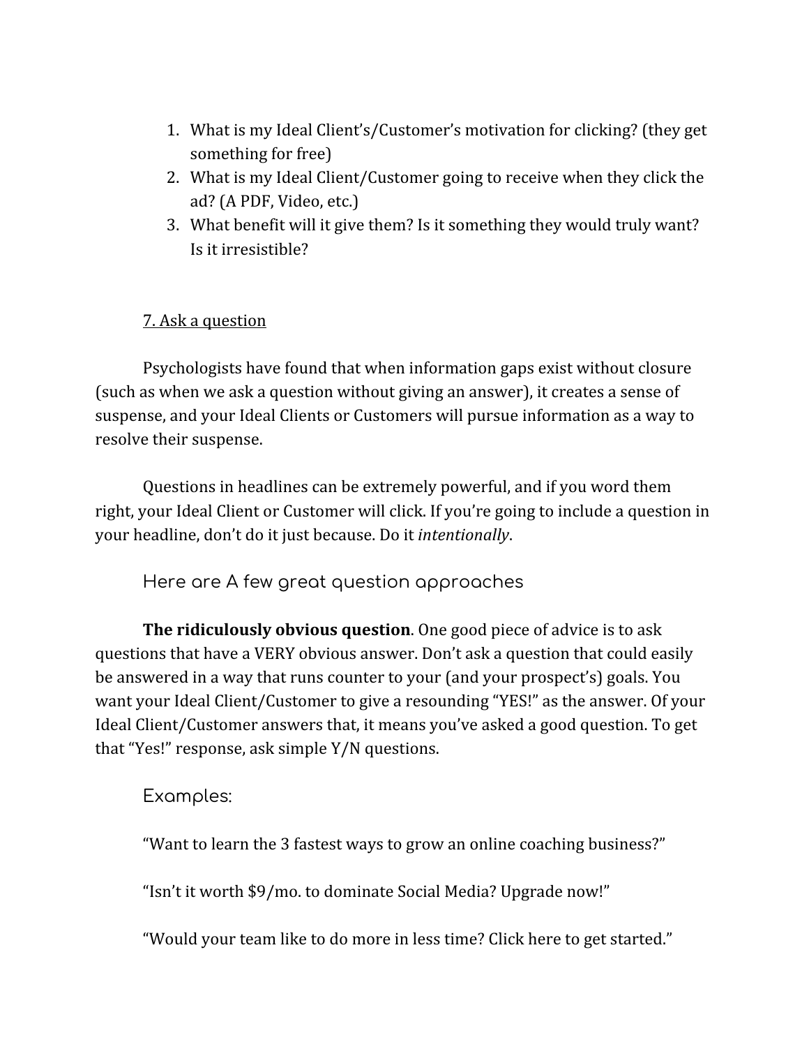1. What is my Ideal Client's/Customer's motivation for clicking? (they get something for free)
2. What is my Ideal Client/Customer going to receive when they click the ad? (A PDF, Video, etc.)
3. What benefit will it give them? Is it something they would truly want? Is it irresistible?

## 7. Ask a question

Psychologists have found that when information gaps exist without closure (such as when we ask a question without giving an answer), it creates a sense of suspense, and your Ideal Clients or Customers will pursue information as a way to resolve their suspense.

Questions in headlines can be extremely powerful, and if you word them right, your Ideal Client or Customer will click. If you're going to include a question in your headline, don't do it just because. Do it *intentionally*.

### Here are A few great question approaches

**The ridiculously obvious question**. One good piece of advice is to ask questions that have a VERY obvious answer. Don't ask a question that could easily be answered in a way that runs counter to your (and your prospect's) goals. You want your Ideal Client/Customer to give a resounding "YES!" as the answer. Of your Ideal Client/Customer answers that, it means you've asked a good question. To get that "Yes!" response, ask simple Y/N questions.

### Examples:

"Want to learn the 3 fastest ways to grow an online coaching business?"

"Isn't it worth $9/mo. to dominate Social Media? Upgrade now!"

"Would your team like to do more in less time? Click here to get started."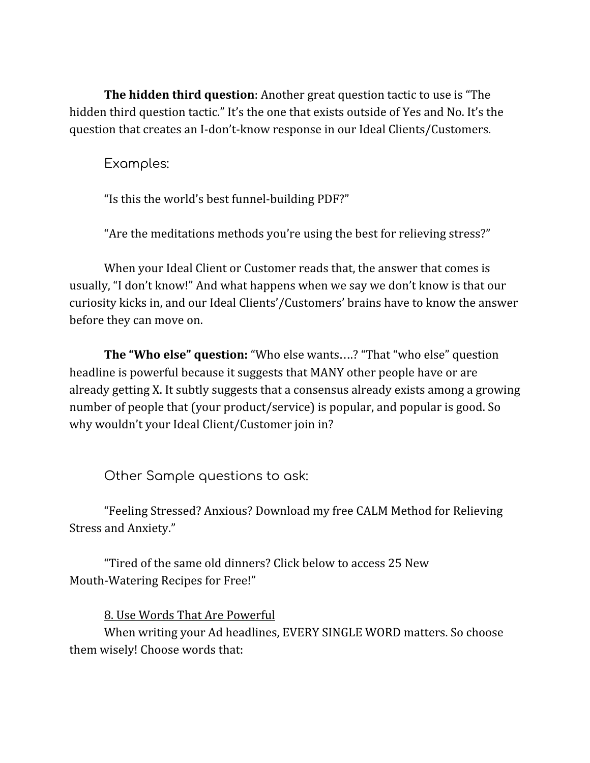**The hidden third question**: Another great question tactic to use is "The hidden third question tactic." It's the one that exists outside of Yes and No. It's the question that creates an I-don't-know response in our Ideal Clients/Customers.

Examples:

"Is this the world's best funnel-building PDF?"

"Are the meditations methods you're using the best for relieving stress?"

When your Ideal Client or Customer reads that, the answer that comes is usually, "I don't know!" And what happens when we say we don't know is that our curiosity kicks in, and our Ideal Clients'/Customers' brains have to know the answer before they can move on.

**The "Who else" question:** "Who else wants….? "That "who else" question headline is powerful because it suggests that MANY other people have or are already getting X. It subtly suggests that a consensus already exists among a growing number of people that (your product/service) is popular, and popular is good. So why wouldn't your Ideal Client/Customer join in?

Other Sample questions to ask:

"Feeling Stressed? Anxious? Download my free CALM Method for Relieving Stress and Anxiety."

"Tired of the same old dinners? Click below to access 25 New Mouth-Watering Recipes for Free!"

<u>8. Use Words That Are Powerful</u>

When writing your Ad headlines, EVERY SINGLE WORD matters. So choose them wisely! Choose words that: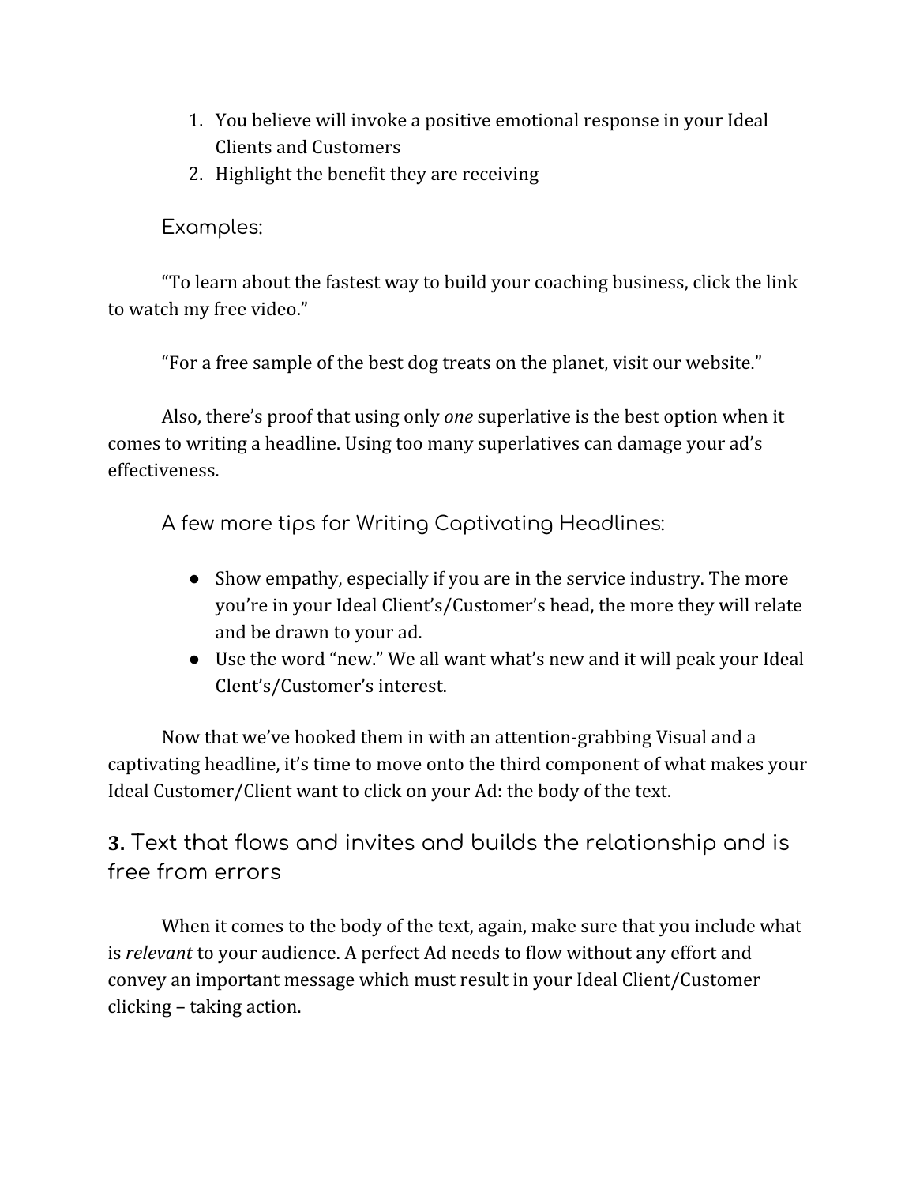1. You believe will invoke a positive emotional response in your Ideal Clients and Customers
2. Highlight the benefit they are receiving

Examples:

"To learn about the fastest way to build your coaching business, click the link to watch my free video."

"For a free sample of the best dog treats on the planet, visit our website."

Also, there's proof that using only *one* superlative is the best option when it comes to writing a headline. Using too many superlatives can damage your ad's effectiveness.

A few more tips for Writing Captivating Headlines:

- Show empathy, especially if you are in the service industry. The more you're in your Ideal Client's/Customer's head, the more they will relate and be drawn to your ad.
- Use the word "new." We all want what's new and it will peak your Ideal Clent's/Customer's interest.

Now that we've hooked them in with an attention-grabbing Visual and a captivating headline, it's time to move onto the third component of what makes your Ideal Customer/Client want to click on your Ad: the body of the text.

## **3.** Text that flows and invites and builds the relationship and is free from errors

When it comes to the body of the text, again, make sure that you include what is *relevant* to your audience. A perfect Ad needs to flow without any effort and convey an important message which must result in your Ideal Client/Customer clicking – taking action.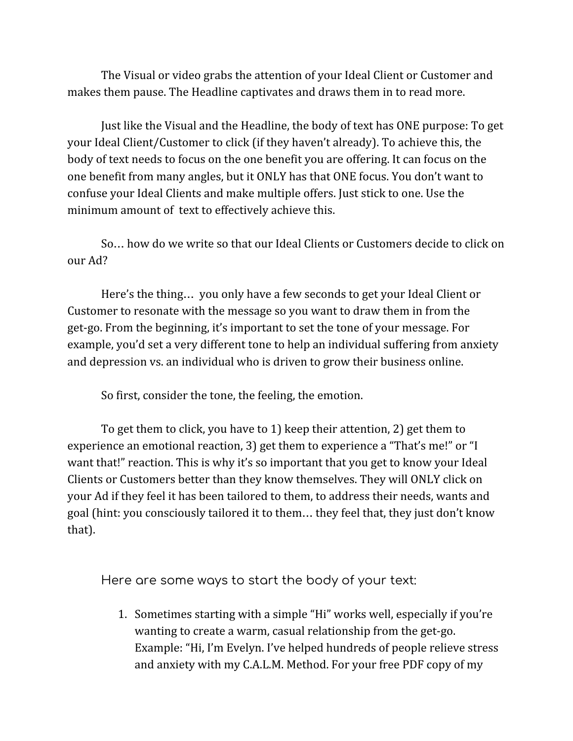The Visual or video grabs the attention of your Ideal Client or Customer and makes them pause. The Headline captivates and draws them in to read more.

Just like the Visual and the Headline, the body of text has ONE purpose: To get your Ideal Client/Customer to click (if they haven't already). To achieve this, the body of text needs to focus on the one benefit you are offering. It can focus on the one benefit from many angles, but it ONLY has that ONE focus. You don't want to confuse your Ideal Clients and make multiple offers. Just stick to one. Use the minimum amount of text to effectively achieve this.

So… how do we write so that our Ideal Clients or Customers decide to click on our Ad?

Here's the thing… you only have a few seconds to get your Ideal Client or Customer to resonate with the message so you want to draw them in from the get-go. From the beginning, it's important to set the tone of your message. For example, you'd set a very different tone to help an individual suffering from anxiety and depression vs. an individual who is driven to grow their business online.

So first, consider the tone, the feeling, the emotion.

To get them to click, you have to 1) keep their attention, 2) get them to experience an emotional reaction, 3) get them to experience a "That's me!" or "I want that!" reaction. This is why it's so important that you get to know your Ideal Clients or Customers better than they know themselves. They will ONLY click on your Ad if they feel it has been tailored to them, to address their needs, wants and goal (hint: you consciously tailored it to them… they feel that, they just don't know that).

### Here are some ways to start the body of your text:

1. Sometimes starting with a simple "Hi" works well, especially if you're wanting to create a warm, casual relationship from the get-go. Example: "Hi, I'm Evelyn. I've helped hundreds of people relieve stress and anxiety with my C.A.L.M. Method. For your free PDF copy of my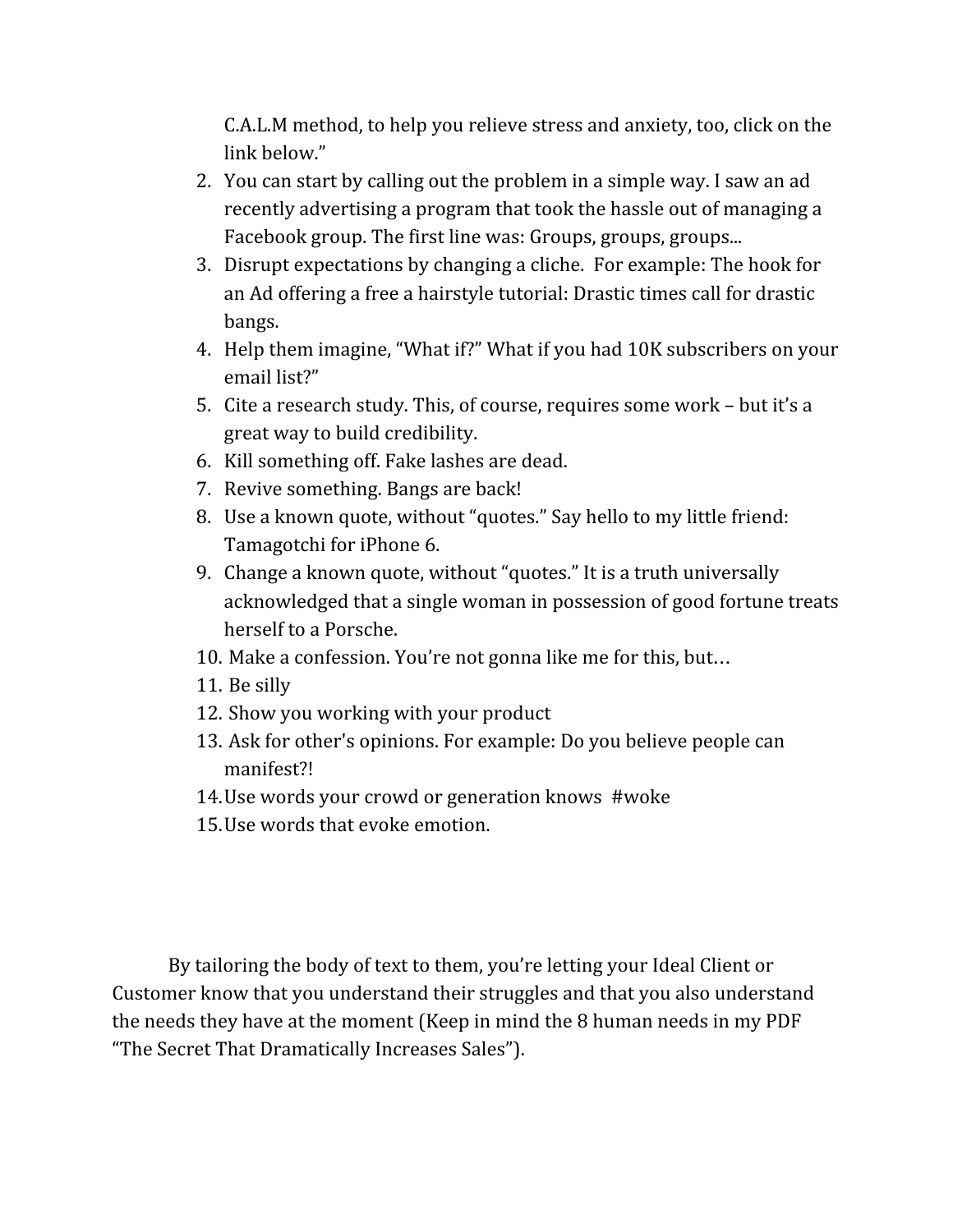C.A.L.M method, to help you relieve stress and anxiety, too, click on the link below."

2. You can start by calling out the problem in a simple way. I saw an ad recently advertising a program that took the hassle out of managing a Facebook group. The first line was: Groups, groups, groups...
3. Disrupt expectations by changing a cliche. For example: The hook for an Ad offering a free a hairstyle tutorial: Drastic times call for drastic bangs.
4. Help them imagine, "What if?" What if you had 10K subscribers on your email list?"
5. Cite a research study. This, of course, requires some work – but it's a great way to build credibility.
6. Kill something off. Fake lashes are dead.
7. Revive something. Bangs are back!
8. Use a known quote, without "quotes." Say hello to my little friend: Tamagotchi for iPhone 6.
9. Change a known quote, without "quotes." It is a truth universally acknowledged that a single woman in possession of good fortune treats herself to a Porsche.
10. Make a confession. You're not gonna like me for this, but…
11. Be silly
12. Show you working with your product
13. Ask for other's opinions. For example: Do you believe people can manifest?!
14. Use words your crowd or generation knows #woke
15. Use words that evoke emotion.

By tailoring the body of text to them, you're letting your Ideal Client or Customer know that you understand their struggles and that you also understand the needs they have at the moment (Keep in mind the 8 human needs in my PDF "The Secret That Dramatically Increases Sales").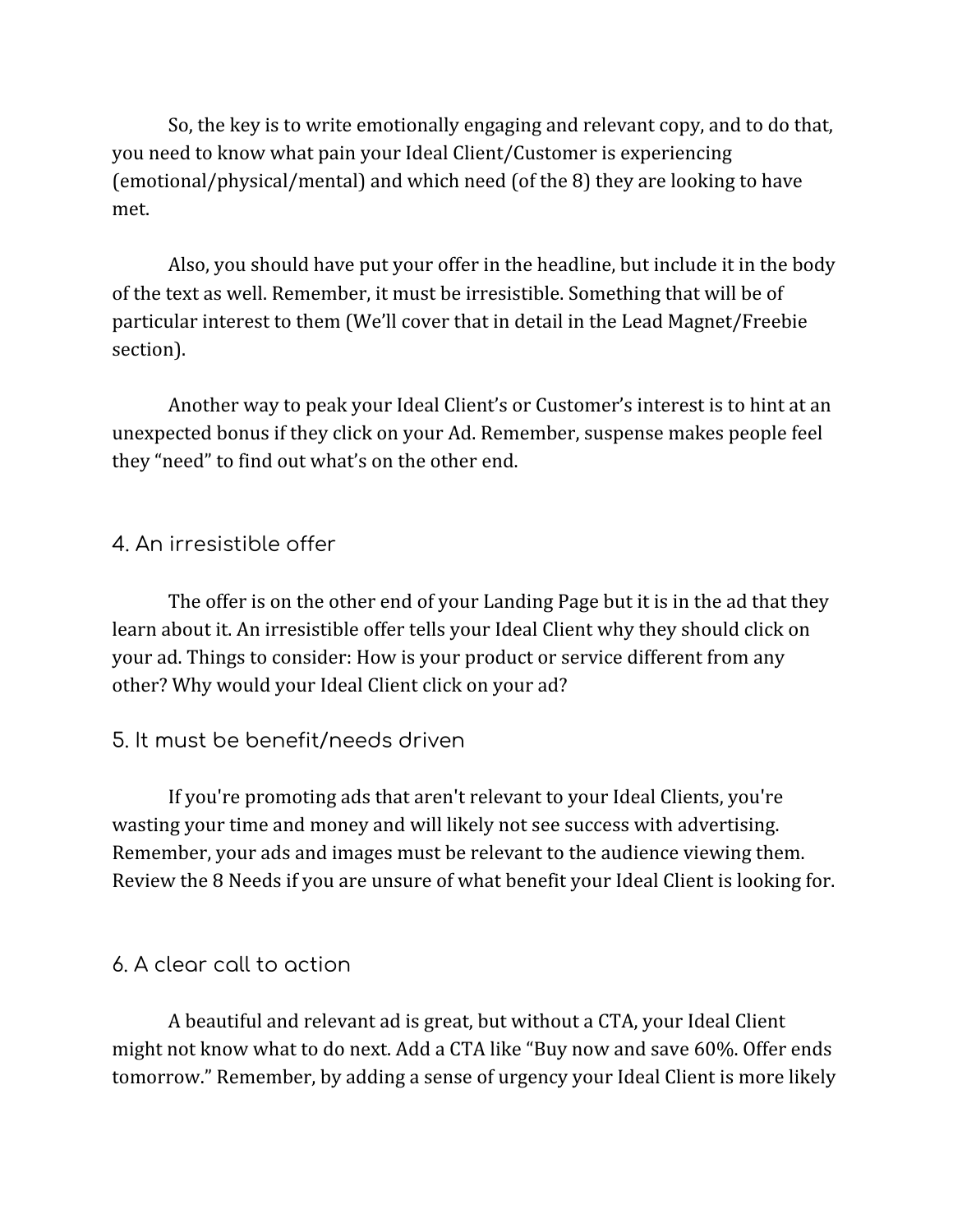So, the key is to write emotionally engaging and relevant copy, and to do that, you need to know what pain your Ideal Client/Customer is experiencing (emotional/physical/mental) and which need (of the 8) they are looking to have met.

Also, you should have put your offer in the headline, but include it in the body of the text as well. Remember, it must be irresistible. Something that will be of particular interest to them (We'll cover that in detail in the Lead Magnet/Freebie section).

Another way to peak your Ideal Client's or Customer's interest is to hint at an unexpected bonus if they click on your Ad. Remember, suspense makes people feel they "need" to find out what's on the other end.

### 4. An irresistible offer

The offer is on the other end of your Landing Page but it is in the ad that they learn about it. An irresistible offer tells your Ideal Client why they should click on your ad. Things to consider: How is your product or service different from any other? Why would your Ideal Client click on your ad?

### 5. It must be benefit/needs driven

If you're promoting ads that aren't relevant to your Ideal Clients, you're wasting your time and money and will likely not see success with advertising. Remember, your ads and images must be relevant to the audience viewing them. Review the 8 Needs if you are unsure of what benefit your Ideal Client is looking for.

### 6. A clear call to action

A beautiful and relevant ad is great, but without a CTA, your Ideal Client might not know what to do next. Add a CTA like "Buy now and save 60%. Offer ends tomorrow." Remember, by adding a sense of urgency your Ideal Client is more likely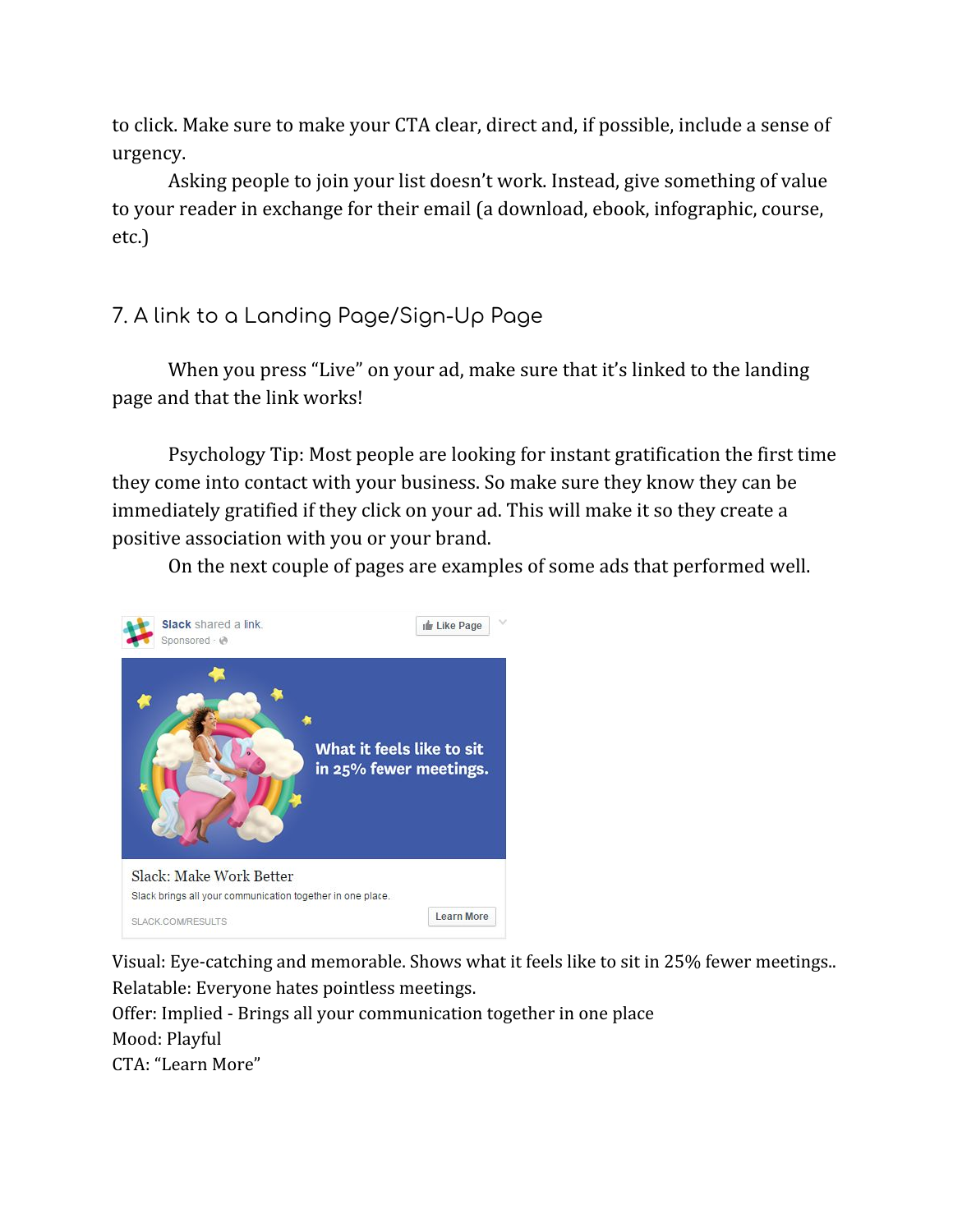to click. Make sure to make your CTA clear, direct and, if possible, include a sense of urgency.

Asking people to join your list doesn't work. Instead, give something of value to your reader in exchange for their email (a download, ebook, infographic, course, etc.)

## 7. A link to a Landing Page/Sign-Up Page

When you press "Live" on your ad, make sure that it's linked to the landing page and that the link works!

Psychology Tip: Most people are looking for instant gratification the first time they come into contact with your business. So make sure they know they can be immediately gratified if they click on your ad. This will make it so they create a positive association with you or your brand.

On the next couple of pages are examples of some ads that performed well.

Visual: Eye-catching and memorable. Shows what it feels like to sit in 25% fewer meetings..
Relatable: Everyone hates pointless meetings.
Offer: Implied - Brings all your communication together in one place
Mood: Playful
CTA: "Learn More"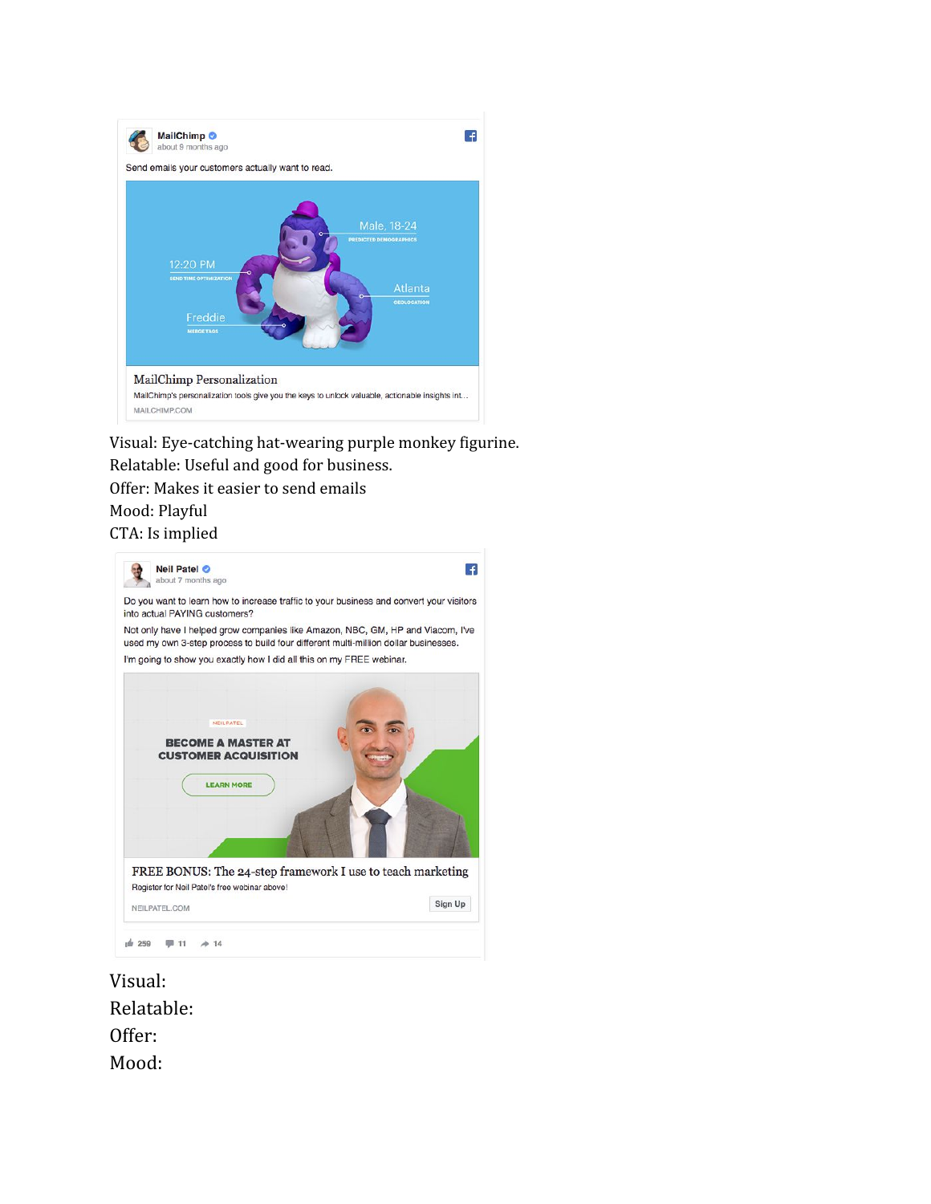MailChimp
about 9 months ago

Send emails your customers actually want to read.

Male, 18-24
PREDICTED DEMOGRAPHICS

12:20 PM
SEND TIME OPTIMIZATION

Atlanta
GEOLOCATION

Freddie
MERGE TAGS

MailChimp Personalization

MailChimp's personalization tools give you the keys to unlock valuable, actionable insights int...

MAILCHIMP.COM

Visual: Eye-catching hat-wearing purple monkey figurine.
Relatable: Useful and good for business.
Offer: Makes it easier to send emails
Mood: Playful
CTA: Is implied

Neil Patel
about 7 months ago

Do you want to learn how to increase traffic to your business and convert your visitors into actual PAYING customers?

Not only have I helped grow companies like Amazon, NBC, GM, HP and Viacom, I've used my own 3-step process to build four different multi-million dollar businesses.

I'm going to show you exactly how I did all this on my FREE webinar.

NEILPATEL

BECOME A MASTER AT CUSTOMER ACQUISITION

LEARN MORE

FREE BONUS: The 24-step framework I use to teach marketing

Register for Neil Patel's free webinar above!

NEILPATEL.COM

Sign Up

259 11 14

Visual:
Relatable:
Offer:
Mood: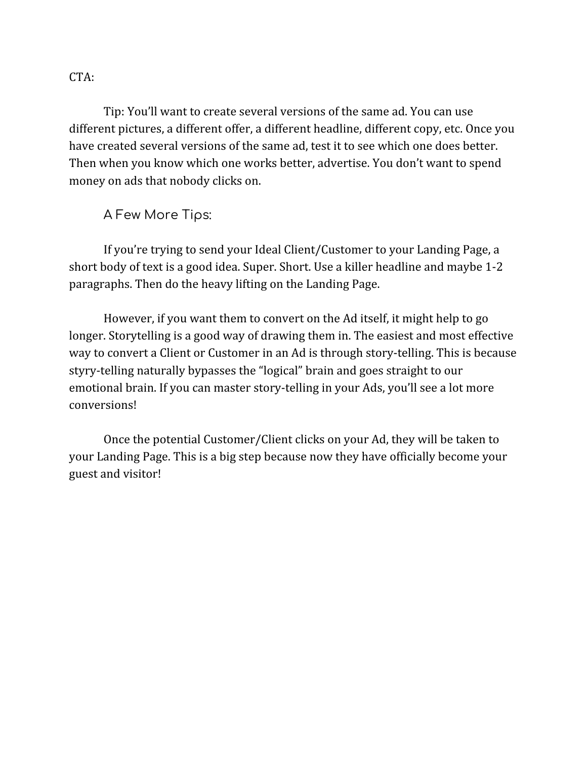CTA:

Tip: You'll want to create several versions of the same ad. You can use different pictures, a different offer, a different headline, different copy, etc. Once you have created several versions of the same ad, test it to see which one does better. Then when you know which one works better, advertise. You don't want to spend money on ads that nobody clicks on.

### A Few More Tips:

If you're trying to send your Ideal Client/Customer to your Landing Page, a short body of text is a good idea. Super. Short. Use a killer headline and maybe 1-2 paragraphs. Then do the heavy lifting on the Landing Page.

However, if you want them to convert on the Ad itself, it might help to go longer. Storytelling is a good way of drawing them in. The easiest and most effective way to convert a Client or Customer in an Ad is through story-telling. This is because styry-telling naturally bypasses the "logical" brain and goes straight to our emotional brain. If you can master story-telling in your Ads, you'll see a lot more conversions!

Once the potential Customer/Client clicks on your Ad, they will be taken to your Landing Page. This is a big step because now they have officially become your guest and visitor!